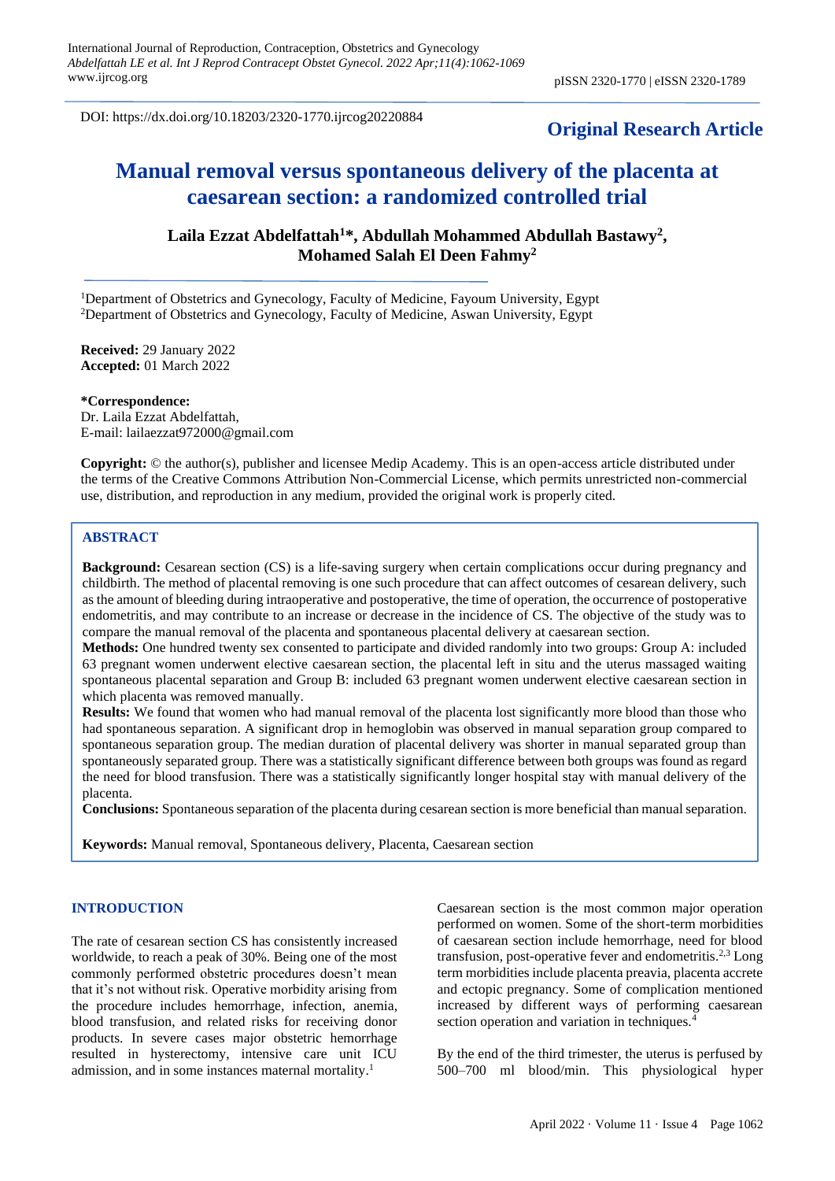DOI: https://dx.doi.org/10.18203/2320-1770.ijrcog20220884

**Original Research Article**

# Manual removal versus spontaneous delivery of the placenta at caesarean section: a randomized controlled trial

**Laila Ezzat Abdelfattah[1]*, Abdullah Mohammed Abdullah Bastawy[2], Mohamed Salah El Deen Fahmy[2]**

[1]Department of Obstetrics and Gynecology, Faculty of Medicine, Fayoum University, Egypt
[2]Department of Obstetrics and Gynecology, Faculty of Medicine, Aswan University, Egypt

**Received:** 29 January 2022
**Accepted:** 01 March 2022

**\*Correspondence:**
Dr. Laila Ezzat Abdelfattah,
E-mail: lailaezzat972000@gmail.com

**Copyright:** © the author(s), publisher and licensee Medip Academy. This is an open-access article distributed under the terms of the Creative Commons Attribution Non-Commercial License, which permits unrestricted non-commercial use, distribution, and reproduction in any medium, provided the original work is properly cited.

## ABSTRACT

**Background:** Cesarean section (CS) is a life-saving surgery when certain complications occur during pregnancy and childbirth. The method of placental removing is one such procedure that can affect outcomes of cesarean delivery, such as the amount of bleeding during intraoperative and postoperative, the time of operation, the occurrence of postoperative endometritis, and may contribute to an increase or decrease in the incidence of CS. The objective of the study was to compare the manual removal of the placenta and spontaneous placental delivery at caesarean section.

**Methods:** One hundred twenty sex consented to participate and divided randomly into two groups: Group A: included 63 pregnant women underwent elective caesarean section, the placental left in situ and the uterus massaged waiting spontaneous placental separation and Group B: included 63 pregnant women underwent elective caesarean section in which placenta was removed manually.

**Results:** We found that women who had manual removal of the placenta lost significantly more blood than those who had spontaneous separation. A significant drop in hemoglobin was observed in manual separation group compared to spontaneous separation group. The median duration of placental delivery was shorter in manual separated group than spontaneously separated group. There was a statistically significant difference between both groups was found as regard the need for blood transfusion. There was a statistically significantly longer hospital stay with manual delivery of the placenta.

**Conclusions:** Spontaneous separation of the placenta during cesarean section is more beneficial than manual separation.

**Keywords:** Manual removal, Spontaneous delivery, Placenta, Caesarean section

## INTRODUCTION

The rate of cesarean section CS has consistently increased worldwide, to reach a peak of 30%. Being one of the most commonly performed obstetric procedures doesn't mean that it's not without risk. Operative morbidity arising from the procedure includes hemorrhage, infection, anemia, blood transfusion, and related risks for receiving donor products. In severe cases major obstetric hemorrhage resulted in hysterectomy, intensive care unit ICU admission, and in some instances maternal mortality.[1]

Caesarean section is the most common major operation performed on women. Some of the short-term morbidities of caesarean section include hemorrhage, need for blood transfusion, post-operative fever and endometritis.[2,3] Long term morbidities include placenta preavia, placenta accrete and ectopic pregnancy. Some of complication mentioned increased by different ways of performing caesarean section operation and variation in techniques.[4]

By the end of the third trimester, the uterus is perfused by 500–700 ml blood/min. This physiological hyper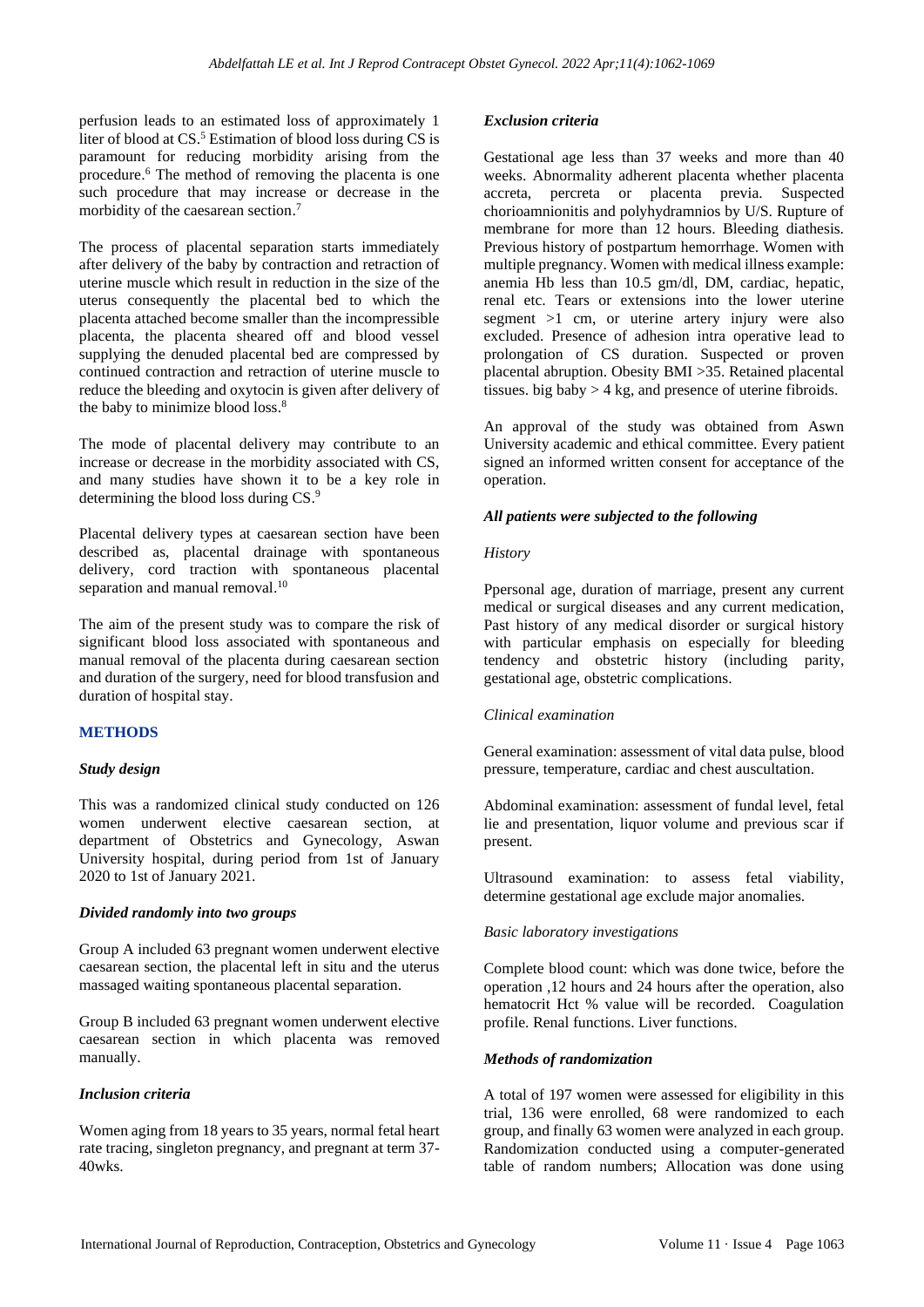perfusion leads to an estimated loss of approximately 1 liter of blood at CS.[5] Estimation of blood loss during CS is paramount for reducing morbidity arising from the procedure.[6] The method of removing the placenta is one such procedure that may increase or decrease in the morbidity of the caesarean section.[7]

The process of placental separation starts immediately after delivery of the baby by contraction and retraction of uterine muscle which result in reduction in the size of the uterus consequently the placental bed to which the placenta attached become smaller than the incompressible placenta, the placenta sheared off and blood vessel supplying the denuded placental bed are compressed by continued contraction and retraction of uterine muscle to reduce the bleeding and oxytocin is given after delivery of the baby to minimize blood loss.[8]

The mode of placental delivery may contribute to an increase or decrease in the morbidity associated with CS, and many studies have shown it to be a key role in determining the blood loss during CS.[9]

Placental delivery types at caesarean section have been described as, placental drainage with spontaneous delivery, cord traction with spontaneous placental separation and manual removal.[10]

The aim of the present study was to compare the risk of significant blood loss associated with spontaneous and manual removal of the placenta during caesarean section and duration of the surgery, need for blood transfusion and duration of hospital stay.

## METHODS

### *Study design*

This was a randomized clinical study conducted on 126 women underwent elective caesarean section, at department of Obstetrics and Gynecology, Aswan University hospital, during period from 1st of January 2020 to 1st of January 2021.

### *Divided randomly into two groups*

Group A included 63 pregnant women underwent elective caesarean section, the placental left in situ and the uterus massaged waiting spontaneous placental separation.

Group B included 63 pregnant women underwent elective caesarean section in which placenta was removed manually.

### *Inclusion criteria*

Women aging from 18 years to 35 years, normal fetal heart rate tracing, singleton pregnancy, and pregnant at term 37-40wks.

### *Exclusion criteria*

Gestational age less than 37 weeks and more than 40 weeks. Abnormality adherent placenta whether placenta accreta, percreta or placenta previa. Suspected chorioamnionitis and polyhydramnios by U/S. Rupture of membrane for more than 12 hours. Bleeding diathesis. Previous history of postpartum hemorrhage. Women with multiple pregnancy. Women with medical illness example: anemia Hb less than 10.5 gm/dl, DM, cardiac, hepatic, renal etc. Tears or extensions into the lower uterine segment >1 cm, or uterine artery injury were also excluded. Presence of adhesion intra operative lead to prolongation of CS duration. Suspected or proven placental abruption. Obesity BMI >35. Retained placental tissues. big baby > 4 kg, and presence of uterine fibroids.

An approval of the study was obtained from Aswn University academic and ethical committee. Every patient signed an informed written consent for acceptance of the operation.

### *All patients were subjected to the following*

#### *History*

Ppersonal age, duration of marriage, present any current medical or surgical diseases and any current medication, Past history of any medical disorder or surgical history with particular emphasis on especially for bleeding tendency and obstetric history (including parity, gestational age, obstetric complications.

#### *Clinical examination*

General examination: assessment of vital data pulse, blood pressure, temperature, cardiac and chest auscultation.

Abdominal examination: assessment of fundal level, fetal lie and presentation, liquor volume and previous scar if present.

Ultrasound examination: to assess fetal viability, determine gestational age exclude major anomalies.

#### *Basic laboratory investigations*

Complete blood count: which was done twice, before the operation ,12 hours and 24 hours after the operation, also hematocrit Hct % value will be recorded. Coagulation profile. Renal functions. Liver functions.

#### *Methods of randomization*

A total of 197 women were assessed for eligibility in this trial, 136 were enrolled, 68 were randomized to each group, and finally 63 women were analyzed in each group. Randomization conducted using a computer-generated table of random numbers; Allocation was done using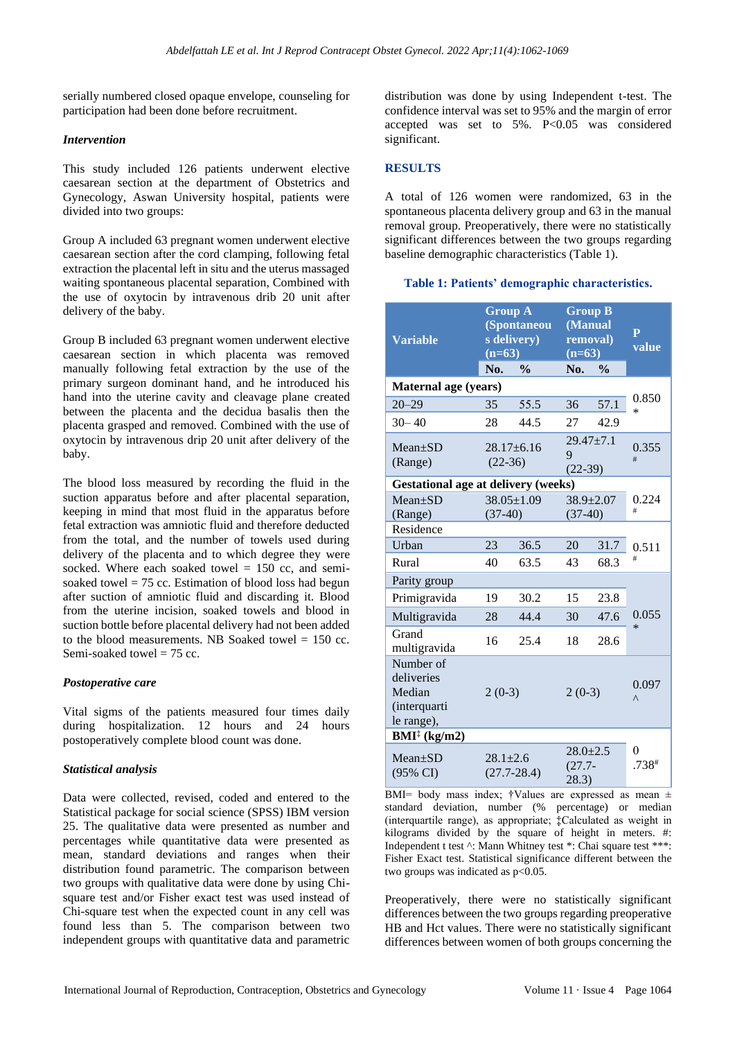serially numbered closed opaque envelope, counseling for participation had been done before recruitment.

### *Intervention*

This study included 126 patients underwent elective caesarean section at the department of Obstetrics and Gynecology, Aswan University hospital, patients were divided into two groups:

Group A included 63 pregnant women underwent elective caesarean section after the cord clamping, following fetal extraction the placental left in situ and the uterus massaged waiting spontaneous placental separation, Combined with the use of oxytocin by intravenous drib 20 unit after delivery of the baby.

Group B included 63 pregnant women underwent elective caesarean section in which placenta was removed manually following fetal extraction by the use of the primary surgeon dominant hand, and he introduced his hand into the uterine cavity and cleavage plane created between the placenta and the decidua basalis then the placenta grasped and removed. Combined with the use of oxytocin by intravenous drip 20 unit after delivery of the baby.

The blood loss measured by recording the fluid in the suction apparatus before and after placental separation, keeping in mind that most fluid in the apparatus before fetal extraction was amniotic fluid and therefore deducted from the total, and the number of towels used during delivery of the placenta and to which degree they were socked. Where each soaked towel = 150 cc, and semi-soaked towel = 75 cc. Estimation of blood loss had begun after suction of amniotic fluid and discarding it. Blood from the uterine incision, soaked towels and blood in suction bottle before placental delivery had not been added to the blood measurements. NB Soaked towel = 150 cc. Semi-soaked towel = 75 cc.

### *Postoperative care*

Vital sigms of the patients measured four times daily during hospitalization. 12 hours and 24 hours postoperatively complete blood count was done.

### *Statistical analysis*

Data were collected, revised, coded and entered to the Statistical package for social science (SPSS) IBM version 25. The qualitative data were presented as number and percentages while quantitative data were presented as mean, standard deviations and ranges when their distribution found parametric. The comparison between two groups with qualitative data were done by using Chi-square test and/or Fisher exact test was used instead of Chi-square test when the expected count in any cell was found less than 5. The comparison between two independent groups with quantitative data and parametric distribution was done by using Independent t-test. The confidence interval was set to 95% and the margin of error accepted was set to 5%. P<0.05 was considered significant.

## RESULTS

A total of 126 women were randomized, 63 in the spontaneous placenta delivery group and 63 in the manual removal group. Preoperatively, there were no statistically significant differences between the two groups regarding baseline demographic characteristics (Table 1).

**Table 1: Patients' demographic characteristics.**

| Variable | Group A (Spontaneous delivery) (n=63) | | Group B (Manual removal) (n=63) | | P value |
|---|---|---|---|---|---|
| | No. | % | No. | % | |
| **Maternal age (years)** | | | | | |
| 20–29 | 35 | 55.5 | 36 | 57.1 | 0.850 * |
| 30– 40 | 28 | 44.5 | 27 | 42.9 | |
| Mean±SD (Range) | 28.17±6.16 (22-36) | | 29.47±7.19 (22-39) | | 0.355 # |
| **Gestational age at delivery (weeks)** | | | | | |
| Mean±SD (Range) | 38.05±1.09 (37-40) | | 38.9±2.07 (37-40) | | 0.224 # |
| Residence | | | | | |
| Urban | 23 | 36.5 | 20 | 31.7 | 0.511 # |
| Rural | 40 | 63.5 | 43 | 68.3 | |
| Parity group | | | | | |
| Primigravida | 19 | 30.2 | 15 | 23.8 | 0.055 * |
| Multigravida | 28 | 44.4 | 30 | 47.6 | |
| Grand multigravida | 16 | 25.4 | 18 | 28.6 | |
| Number of deliveries Median (interquartile range), | 2 (0-3) | | 2 (0-3) | | 0.097 ^ |
| **BMI‡ (kg/m2)** | | | | | |
| Mean±SD (95% CI) | 28.1±2.6 (27.7-28.4) | | 28.0±2.5 (27.7-28.3) | | 0 .738# |

BMI= body mass index; †Values are expressed as mean ± standard deviation, number (% percentage) or median (interquartile range), as appropriate; ‡Calculated as weight in kilograms divided by the square of height in meters. #: Independent t test ^: Mann Whitney test *: Chai square test ***: Fisher Exact test. Statistical significance different between the two groups was indicated as p<0.05.

Preoperatively, there were no statistically significant differences between the two groups regarding preoperative HB and Hct values. There were no statistically significant differences between women of both groups concerning the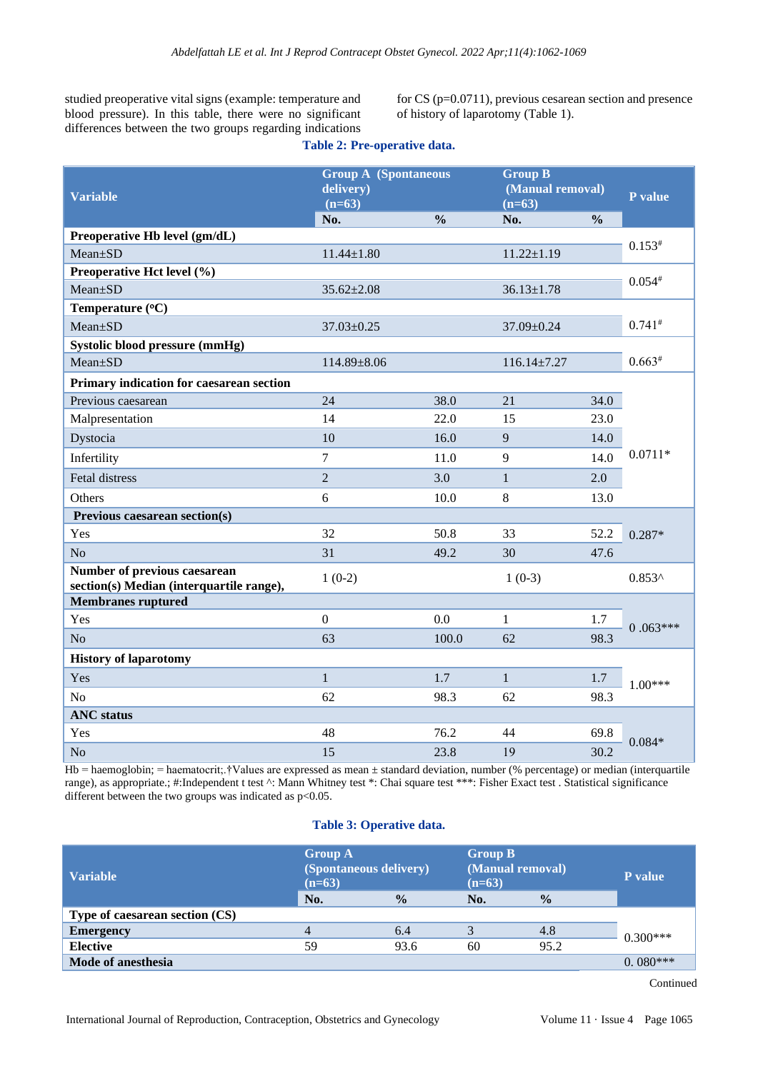studied preoperative vital signs (example: temperature and blood pressure). In this table, there were no significant differences between the two groups regarding indications for CS (p=0.0711), previous cesarean section and presence of history of laparotomy (Table 1).

**Table 2: Pre-operative data.**

| Variable | Group A (Spontaneous delivery) (n=63) | | Group B (Manual removal) (n=63) | | P value |
|---|---|---|---|---|---|
| | No. | % | No. | % | |
| **Preoperative Hb level (gm/dL)** | | | | | |
| Mean±SD | 11.44±1.80 | | 11.22±1.19 | | 0.153# |
| **Preoperative Hct level (%)** | | | | | |
| Mean±SD | 35.62±2.08 | | 36.13±1.78 | | 0.054# |
| **Temperature (°C)** | | | | | |
| Mean±SD | 37.03±0.25 | | 37.09±0.24 | | 0.741# |
| **Systolic blood pressure (mmHg)** | | | | | |
| Mean±SD | 114.89±8.06 | | 116.14±7.27 | | 0.663# |
| **Primary indication for caesarean section** | | | | | |
| Previous caesarean | 24 | 38.0 | 21 | 34.0 | 0.0711* |
| Malpresentation | 14 | 22.0 | 15 | 23.0 | |
| Dystocia | 10 | 16.0 | 9 | 14.0 | |
| Infertility | 7 | 11.0 | 9 | 14.0 | |
| Fetal distress | 2 | 3.0 | 1 | 2.0 | |
| Others | 6 | 10.0 | 8 | 13.0 | |
| **Previous caesarean section(s)** | | | | | |
| Yes | 32 | 50.8 | 33 | 52.2 | 0.287* |
| No | 31 | 49.2 | 30 | 47.6 | |
| **Number of previous caesarean section(s) Median (interquartile range),** | 1 (0-2) | | 1 (0-3) | | 0.853^ |
| **Membranes ruptured** | | | | | |
| Yes | 0 | 0.0 | 1 | 1.7 | 0 .063*** |
| No | 63 | 100.0 | 62 | 98.3 | |
| **History of laparotomy** | | | | | |
| Yes | 1 | 1.7 | 1 | 1.7 | 1.00*** |
| No | 62 | 98.3 | 62 | 98.3 | |
| **ANC status** | | | | | |
| Yes | 48 | 76.2 | 44 | 69.8 | 0.084* |
| No | 15 | 23.8 | 19 | 30.2 | |

Hb = haemoglobin; = haematocrit;.†Values are expressed as mean ± standard deviation, number (% percentage) or median (interquartile range), as appropriate.; #:Independent t test ^: Mann Whitney test *: Chai square test ***: Fisher Exact test . Statistical significance different between the two groups was indicated as p<0.05.

**Table 3: Operative data.**

| Variable | Group A (Spontaneous delivery) (n=63) | | Group B (Manual removal) (n=63) | | P value |
|---|---|---|---|---|---|
| | No. | % | No. | % | |
| **Type of caesarean section (CS)** | | | | | |
| **Emergency** | 4 | 6.4 | 3 | 4.8 | 0.300*** |
| **Elective** | 59 | 93.6 | 60 | 95.2 | |
| **Mode of anesthesia** | | | | | 0. 080*** |

Continued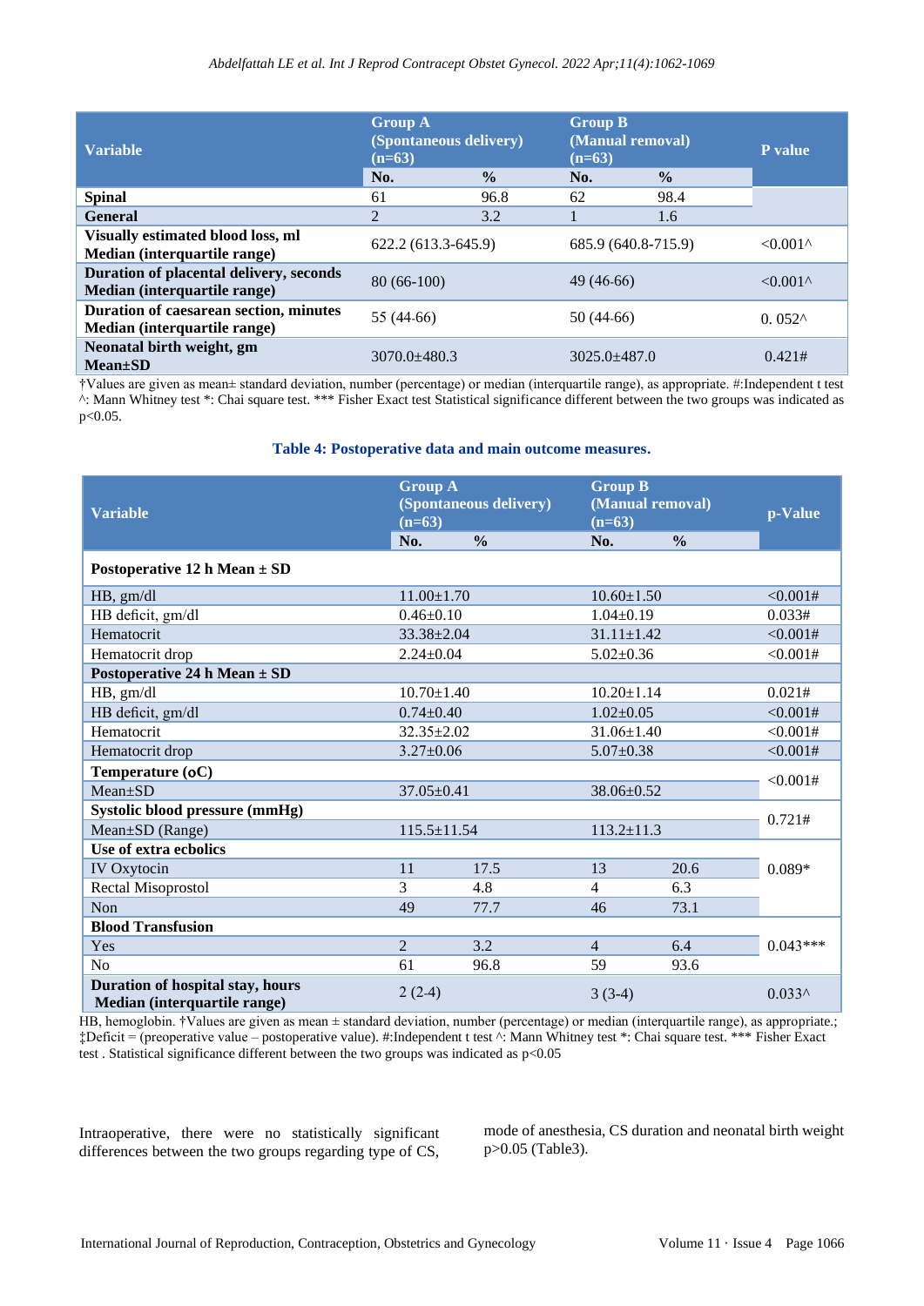| Variable | Group A (Spontaneous delivery) (n=63) | | Group B (Manual removal) (n=63) | | P value |
|---|---|---|---|---|---|
| | No. | % | No. | % | |
| **Spinal** | 61 | 96.8 | 62 | 98.4 | |
| **General** | 2 | 3.2 | 1 | 1.6 | |
| **Visually estimated blood loss, ml Median (interquartile range)** | 622.2 (613.3-645.9) | | 685.9 (640.8-715.9) | | <0.001^ |
| **Duration of placental delivery, seconds Median (interquartile range)** | 80 (66-100) | | 49 (46-66) | | <0.001^ |
| **Duration of caesarean section, minutes Median (interquartile range)** | 55 (44-66) | | 50 (44-66) | | 0. 052^ |
| **Neonatal birth weight, gm Mean±SD** | 3070.0±480.3 | | 3025.0±487.0 | | 0.421# |

†Values are given as mean± standard deviation, number (percentage) or median (interquartile range), as appropriate. #:Independent t test ^: Mann Whitney test *: Chai square test. *** Fisher Exact test Statistical significance different between the two groups was indicated as p<0.05.

**Table 4: Postoperative data and main outcome measures.**

| Variable | Group A (Spontaneous delivery) (n=63) | | Group B (Manual removal) (n=63) | | p-Value |
|---|---|---|---|---|---|
| | No. | % | No. | % | |
| **Postoperative 12 h Mean ± SD** | | | | | |
| HB, gm/dl | 11.00±1.70 | | 10.60±1.50 | | <0.001# |
| HB deficit, gm/dl | 0.46±0.10 | | 1.04±0.19 | | 0.033# |
| Hematocrit | 33.38±2.04 | | 31.11±1.42 | | <0.001# |
| Hematocrit drop | 2.24±0.04 | | 5.02±0.36 | | <0.001# |
| **Postoperative 24 h Mean ± SD** | | | | | |
| HB, gm/dl | 10.70±1.40 | | 10.20±1.14 | | 0.021# |
| HB deficit, gm/dl | 0.74±0.40 | | 1.02±0.05 | | <0.001# |
| Hematocrit | 32.35±2.02 | | 31.06±1.40 | | <0.001# |
| Hematocrit drop | 3.27±0.06 | | 5.07±0.38 | | <0.001# |
| **Temperature (oC)** | | | | | <0.001# |
| Mean±SD | 37.05±0.41 | | 38.06±0.52 | | |
| **Systolic blood pressure (mmHg)** | | | | | 0.721# |
| Mean±SD (Range) | 115.5±11.54 | | 113.2±11.3 | | |
| **Use of extra ecbolics** | | | | | |
| IV Oxytocin | 11 | 17.5 | 13 | 20.6 | 0.089* |
| Rectal Misoprostol | 3 | 4.8 | 4 | 6.3 | |
| Non | 49 | 77.7 | 46 | 73.1 | |
| **Blood Transfusion** | | | | | |
| Yes | 2 | 3.2 | 4 | 6.4 | 0.043*** |
| No | 61 | 96.8 | 59 | 93.6 | |
| **Duration of hospital stay, hours Median (interquartile range)** | 2 (2-4) | | 3 (3-4) | | 0.033^ |

HB, hemoglobin. †Values are given as mean ± standard deviation, number (percentage) or median (interquartile range), as appropriate.; ‡Deficit = (preoperative value – postoperative value). #:Independent t test ^: Mann Whitney test *: Chai square test. *** Fisher Exact test . Statistical significance different between the two groups was indicated as p<0.05

Intraoperative, there were no statistically significant differences between the two groups regarding type of CS, mode of anesthesia, CS duration and neonatal birth weight p>0.05 (Table3).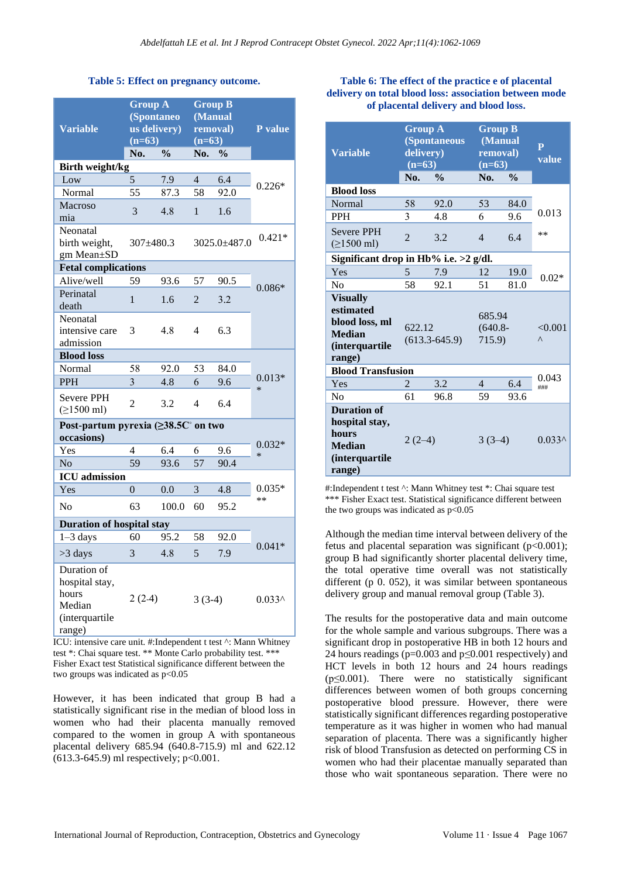**Table 5: Effect on pregnancy outcome.**

| Variable | Group A (Spontaneous delivery) (n=63) | | Group B (Manual removal) (n=63) | | P value |
|---|---|---|---|---|---|
| | No. | % | No. | % | |
| **Birth weight/kg** | | | | | |
| Low | 5 | 7.9 | 4 | 6.4 | 0.226* |
| Normal | 55 | 87.3 | 58 | 92.0 | |
| Macrosomia | 3 | 4.8 | 1 | 1.6 | |
| Neonatal birth weight, gm Mean±SD | 307±480.3 | | 3025.0±487.0 | | 0.421* |
| **Fetal complications** | | | | | |
| Alive/well | 59 | 93.6 | 57 | 90.5 | 0.086* |
| Perinatal death | 1 | 1.6 | 2 | 3.2 | |
| Neonatal intensive care admission | 3 | 4.8 | 4 | 6.3 | |
| **Blood loss** | | | | | |
| Normal | 58 | 92.0 | 53 | 84.0 | 0.013** |
| PPH | 3 | 4.8 | 6 | 9.6 | |
| Severe PPH (≥1500 ml) | 2 | 3.2 | 4 | 6.4 | |
| **Post-partum pyrexia (≥38.5C° on two occasions)** | | | | | |
| Yes | 4 | 6.4 | 6 | 9.6 | 0.032** |
| No | 59 | 93.6 | 57 | 90.4 | |
| **ICU admission** | | | | | |
| Yes | 0 | 0.0 | 3 | 4.8 | 0.035*** |
| No | 63 | 100.0 | 60 | 95.2 | |
| **Duration of hospital stay** | | | | | |
| 1–3 days | 60 | 95.2 | 58 | 92.0 | 0.041* |
| >3 days | 3 | 4.8 | 5 | 7.9 | |
| Duration of hospital stay, hours Median (interquartile range) | 2 (2-4) | | 3 (3-4) | | 0.033^ |

ICU: intensive care unit. #:Independent t test ^: Mann Whitney test *: Chai square test. ** Monte Carlo probability test. *** Fisher Exact test Statistical significance different between the two groups was indicated as p<0.05

However, it has been indicated that group B had a statistically significant rise in the median of blood loss in women who had their placenta manually removed compared to the women in group A with spontaneous placental delivery 685.94 (640.8-715.9) ml and 622.12 (613.3-645.9) ml respectively; p<0.001.

**Table 6: The effect of the practice e of placental delivery on total blood loss: association between mode of placental delivery and blood loss.**

| Variable | Group A (Spontaneous delivery) (n=63) | | Group B (Manual removal) (n=63) | | P value |
|---|---|---|---|---|---|
| | No. | % | No. | % | |
| **Blood loss** | | | | | |
| Normal | 58 | 92.0 | 53 | 84.0 | 0.013 ** |
| PPH | 3 | 4.8 | 6 | 9.6 | |
| Severe PPH (≥1500 ml) | 2 | 3.2 | 4 | 6.4 | |
| **Significant drop in Hb% i.e. >2 g/dl.** | | | | | |
| Yes | 5 | 7.9 | 12 | 19.0 | 0.02* |
| No | 58 | 92.1 | 51 | 81.0 | |
| **Visually estimated blood loss, ml Median (interquartile range)** | 622.12 (613.3-645.9) | | 685.94 (640.8-715.9) | | <0.001 ^ |
| **Blood Transfusion** | | | | | |
| Yes | 2 | 3.2 | 4 | 6.4 | 0.043 ### |
| No | 61 | 96.8 | 59 | 93.6 | |
| **Duration of hospital stay, hours Median (interquartile range)** | 2 (2–4) | | 3 (3–4) | | 0.033^ |

#:Independent t test ^: Mann Whitney test *: Chai square test *** Fisher Exact test. Statistical significance different between the two groups was indicated as p<0.05

Although the median time interval between delivery of the fetus and placental separation was significant (p<0.001); group B had significantly shorter placental delivery time, the total operative time overall was not statistically different (p 0. 052), it was similar between spontaneous delivery group and manual removal group (Table 3).

The results for the postoperative data and main outcome for the whole sample and various subgroups. There was a significant drop in postoperative HB in both 12 hours and 24 hours readings (p=0.003 and p≤0.001 respectively) and HCT levels in both 12 hours and 24 hours readings (p≤0.001). There were no statistically significant differences between women of both groups concerning postoperative blood pressure. However, there were statistically significant differences regarding postoperative temperature as it was higher in women who had manual separation of placenta. There was a significantly higher risk of blood Transfusion as detected on performing CS in women who had their placentae manually separated than those who wait spontaneous separation. There were no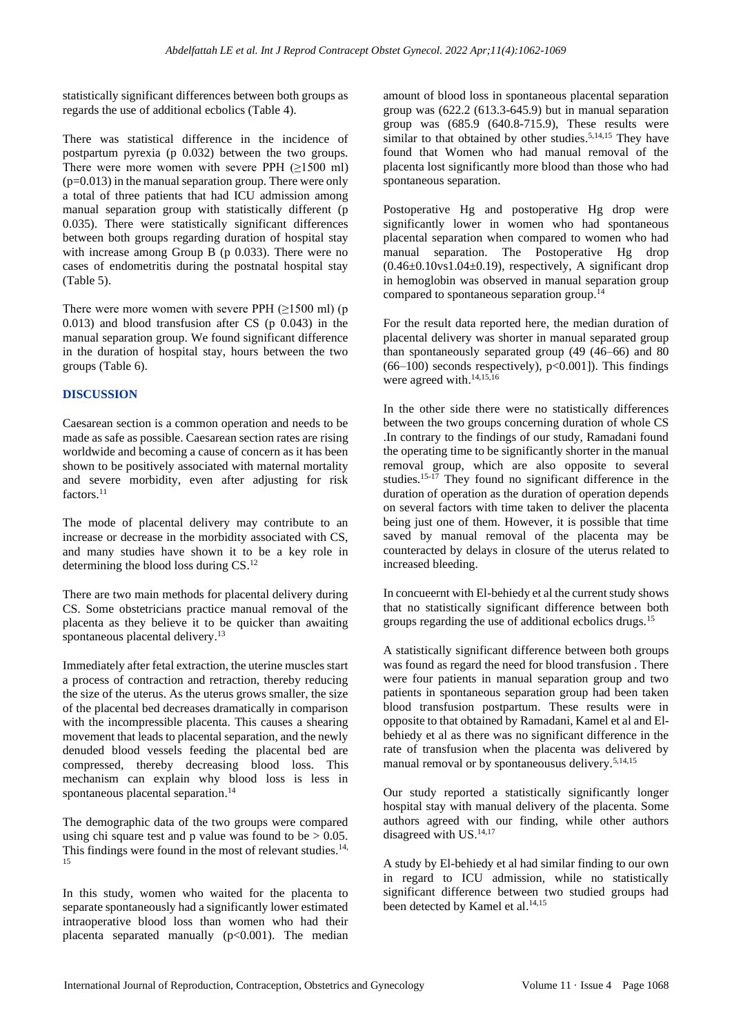statistically significant differences between both groups as regards the use of additional ecbolics (Table 4).

There was statistical difference in the incidence of postpartum pyrexia (p 0.032) between the two groups. There were more women with severe PPH (≥1500 ml) (p=0.013) in the manual separation group. There were only a total of three patients that had ICU admission among manual separation group with statistically different (p 0.035). There were statistically significant differences between both groups regarding duration of hospital stay with increase among Group B (p 0.033). There were no cases of endometritis during the postnatal hospital stay (Table 5).

There were more women with severe PPH (≥1500 ml) (p 0.013) and blood transfusion after CS (p 0.043) in the manual separation group. We found significant difference in the duration of hospital stay, hours between the two groups (Table 6).

## DISCUSSION

Caesarean section is a common operation and needs to be made as safe as possible. Caesarean section rates are rising worldwide and becoming a cause of concern as it has been shown to be positively associated with maternal mortality and severe morbidity, even after adjusting for risk factors.[11]

The mode of placental delivery may contribute to an increase or decrease in the morbidity associated with CS, and many studies have shown it to be a key role in determining the blood loss during CS.[12]

There are two main methods for placental delivery during CS. Some obstetricians practice manual removal of the placenta as they believe it to be quicker than awaiting spontaneous placental delivery.[13]

Immediately after fetal extraction, the uterine muscles start a process of contraction and retraction, thereby reducing the size of the uterus. As the uterus grows smaller, the size of the placental bed decreases dramatically in comparison with the incompressible placenta. This causes a shearing movement that leads to placental separation, and the newly denuded blood vessels feeding the placental bed are compressed, thereby decreasing blood loss. This mechanism can explain why blood loss is less in spontaneous placental separation.[14]

The demographic data of the two groups were compared using chi square test and p value was found to be > 0.05. This findings were found in the most of relevant studies.[14,15]

In this study, women who waited for the placenta to separate spontaneously had a significantly lower estimated intraoperative blood loss than women who had their placenta separated manually (p<0.001). The median amount of blood loss in spontaneous placental separation group was (622.2 (613.3-645.9) but in manual separation group was (685.9 (640.8-715.9), These results were similar to that obtained by other studies.[5,14,15] They have found that Women who had manual removal of the placenta lost significantly more blood than those who had spontaneous separation.

Postoperative Hg and postoperative Hg drop were significantly lower in women who had spontaneous placental separation when compared to women who had manual separation. The Postoperative Hg drop (0.46±0.10vs1.04±0.19), respectively, A significant drop in hemoglobin was observed in manual separation group compared to spontaneous separation group.[14]

For the result data reported here, the median duration of placental delivery was shorter in manual separated group than spontaneously separated group (49 (46–66) and 80 (66–100) seconds respectively), p<0.001]). This findings were agreed with.[14,15,16]

In the other side there were no statistically differences between the two groups concerning duration of whole CS .In contrary to the findings of our study, Ramadani found the operating time to be significantly shorter in the manual removal group, which are also opposite to several studies.[15-17] They found no significant difference in the duration of operation as the duration of operation depends on several factors with time taken to deliver the placenta being just one of them. However, it is possible that time saved by manual removal of the placenta may be counteracted by delays in closure of the uterus related to increased bleeding.

In concueernt with El-behiedy et al the current study shows that no statistically significant difference between both groups regarding the use of additional ecbolics drugs.[15]

A statistically significant difference between both groups was found as regard the need for blood transfusion . There were four patients in manual separation group and two patients in spontaneous separation group had been taken blood transfusion postpartum. These results were in opposite to that obtained by Ramadani, Kamel et al and El-behiedy et al as there was no significant difference in the rate of transfusion when the placenta was delivered by manual removal or by spontaneousus delivery.[5,14,15]

Our study reported a statistically significantly longer hospital stay with manual delivery of the placenta. Some authors agreed with our finding, while other authors disagreed with US.[14,17]

A study by El-behiedy et al had similar finding to our own in regard to ICU admission, while no statistically significant difference between two studied groups had been detected by Kamel et al.[14,15]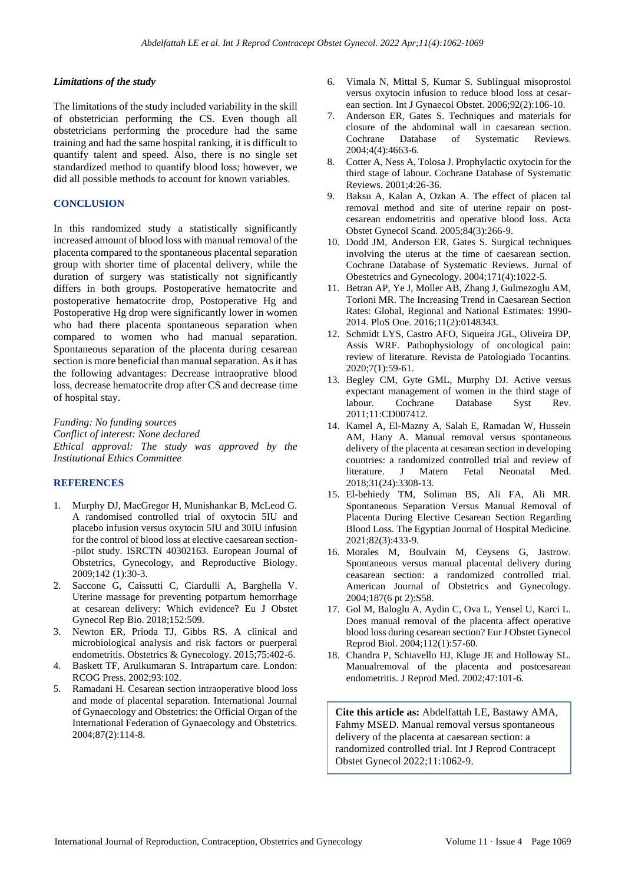### *Limitations of the study*

The limitations of the study included variability in the skill of obstetrician performing the CS. Even though all obstetricians performing the procedure had the same training and had the same hospital ranking, it is difficult to quantify talent and speed. Also, there is no single set standardized method to quantify blood loss; however, we did all possible methods to account for known variables.

## CONCLUSION

In this randomized study a statistically significantly increased amount of blood loss with manual removal of the placenta compared to the spontaneous placental separation group with shorter time of placental delivery, while the duration of surgery was statistically not significantly differs in both groups. Postoperative hematocrite and postoperative hematocrite drop, Postoperative Hg and Postoperative Hg drop were significantly lower in women who had there placenta spontaneous separation when compared to women who had manual separation. Spontaneous separation of the placenta during cesarean section is more beneficial than manual separation. As it has the following advantages: Decrease intraoprative blood loss, decrease hematocrite drop after CS and decrease time of hospital stay.

*Funding: No funding sources*
*Conflict of interest: None declared*
*Ethical approval: The study was approved by the Institutional Ethics Committee*

## REFERENCES

1. Murphy DJ, MacGregor H, Munishankar B, McLeod G. A randomised controlled trial of oxytocin 5IU and placebo infusion versus oxytocin 5IU and 30IU infusion for the control of blood loss at elective caesarean section--pilot study. ISRCTN 40302163. European Journal of Obstetrics, Gynecology, and Reproductive Biology. 2009;142 (1):30-3.
2. Saccone G, Caissutti C, Ciardulli A, Barghella V. Uterine massage for preventing potpartum hemorrhage at cesarean delivery: Which evidence? Eu J Obstet Gynecol Rep Bio. 2018;152:509.
3. Newton ER, Prioda TJ, Gibbs RS. A clinical and microbiological analysis and risk factors or puerperal endometritis. Obstetrics & Gynecology. 2015;75:402-6.
4. Baskett TF, Arulkumaran S. Intrapartum care. London: RCOG Press. 2002;93:102.
5. Ramadani H. Cesarean section intraoperative blood loss and mode of placental separation. International Journal of Gynaecology and Obstetrics: the Official Organ of the International Federation of Gynaecology and Obstetrics. 2004;87(2):114-8.
6. Vimala N, Mittal S, Kumar S. Sublingual misoprostol versus oxytocin infusion to reduce blood loss at cesarean section. Int J Gynaecol Obstet. 2006;92(2):106-10.
7. Anderson ER, Gates S. Techniques and materials for closure of the abdominal wall in caesarean section. Cochrane Database of Systematic Reviews. 2004;4(4):4663-6.
8. Cotter A, Ness A, Tolosa J. Prophylactic oxytocin for the third stage of labour. Cochrane Database of Systematic Reviews. 2001;4:26-36.
9. Baksu A, Kalan A, Ozkan A. The effect of placen tal removal method and site of uterine repair on post-cesarean endometritis and operative blood loss. Acta Obstet Gynecol Scand. 2005;84(3):266-9.
10. Dodd JM, Anderson ER, Gates S. Surgical techniques involving the uterus at the time of caesarean section. Cochrane Database of Systematic Reviews. Jurnal of Obestetrics and Gynecology. 2004;171(4):1022-5.
11. Betran AP, Ye J, Moller AB, Zhang J, Gulmezoglu AM, Torloni MR. The Increasing Trend in Caesarean Section Rates: Global, Regional and National Estimates: 1990-2014. PloS One. 2016;11(2):0148343.
12. Schmidt LYS, Castro AFO, Siqueira JGL, Oliveira DP, Assis WRF. Pathophysiology of oncological pain: review of literature. Revista de Patologiado Tocantins. 2020;7(1):59-61.
13. Begley CM, Gyte GML, Murphy DJ. Active versus expectant management of women in the third stage of labour. Cochrane Database Syst Rev. 2011;11:CD007412.
14. Kamel A, El-Mazny A, Salah E, Ramadan W, Hussein AM, Hany A. Manual removal versus spontaneous delivery of the placenta at cesarean section in developing countries: a randomized controlled trial and review of literature. J Matern Fetal Neonatal Med. 2018;31(24):3308-13.
15. El-behiedy TM, Soliman BS, Ali FA, Ali MR. Spontaneous Separation Versus Manual Removal of Placenta During Elective Cesarean Section Regarding Blood Loss. The Egyptian Journal of Hospital Medicine. 2021;82(3):433-9.
16. Morales M, Boulvain M, Ceysens G, Jastrow. Spontaneous versus manual placental delivery during ceasarean section: a randomized controlled trial. American Journal of Obstetrics and Gynecology. 2004;187(6 pt 2):S58.
17. Gol M, Baloglu A, Aydin C, Ova L, Yensel U, Karci L. Does manual removal of the placenta affect operative blood loss during cesarean section? Eur J Obstet Gynecol Reprod Biol. 2004;112(1):57-60.
18. Chandra P, Schiavello HJ, Kluge JE and Holloway SL. Manualremoval of the placenta and postcesarean endometritis. J Reprod Med. 2002;47:101-6.

**Cite this article as:** Abdelfattah LE, Bastawy AMA, Fahmy MSED. Manual removal versus spontaneous delivery of the placenta at caesarean section: a randomized controlled trial. Int J Reprod Contracept Obstet Gynecol 2022;11:1062-9.